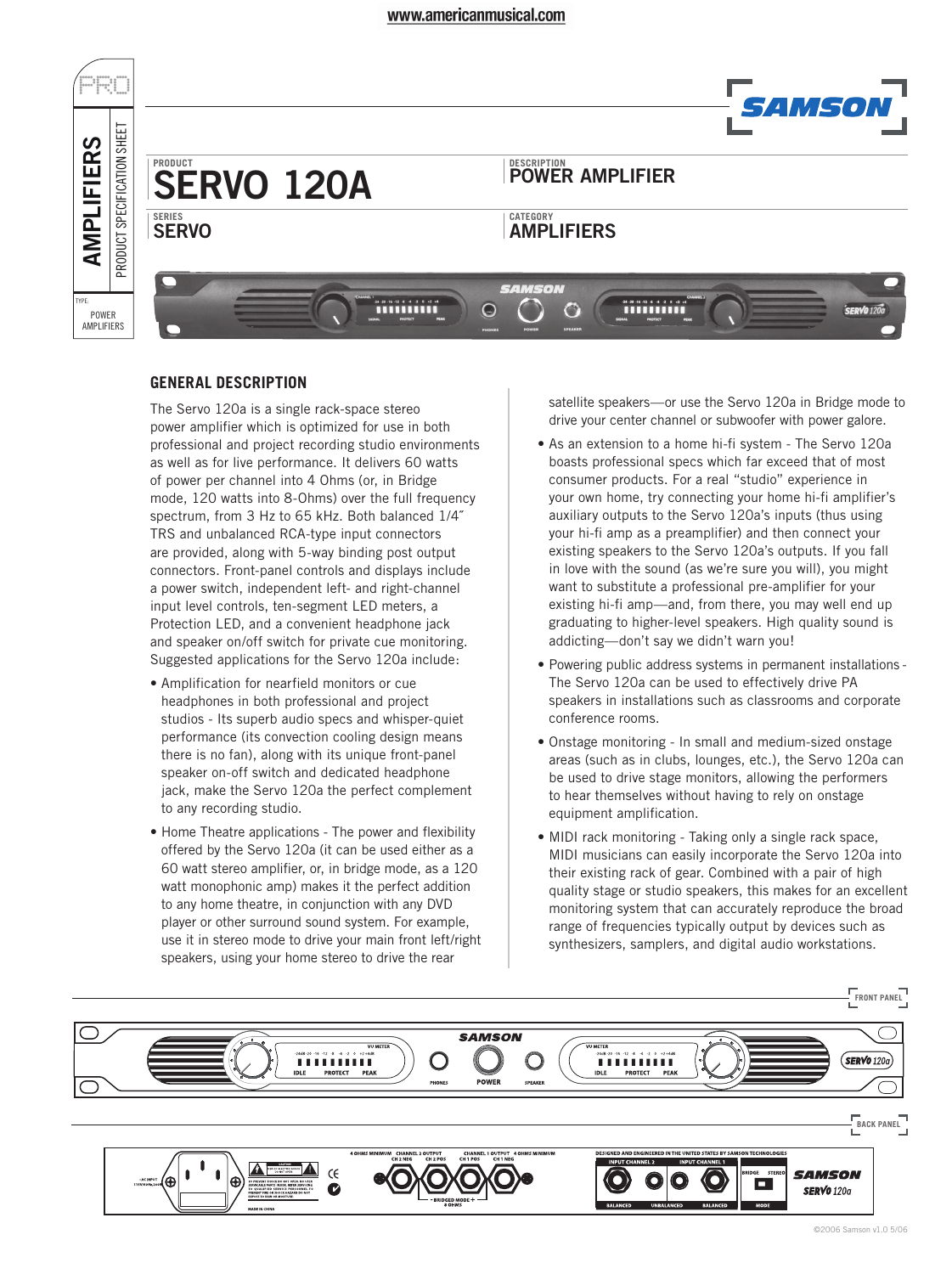# SERVO 120A

**PRODUCT:** SERVO 120A
**DESCRIPTION:** POWER AMPLIFIER
**SERIES:** SERVO
**CATEGORY:** AMPLIFIERS

AMPLIFIERS — PRODUCT SPECIFICATION SHEET

TYPE: POWER AMPLIFIERS

## GENERAL DESCRIPTION

The Servo 120a is a single rack-space stereo power amplifier which is optimized for use in both professional and project recording studio environments as well as for live performance. It delivers 60 watts of power per channel into 4 Ohms (or, in Bridge mode, 120 watts into 8-Ohms) over the full frequency spectrum, from 3 Hz to 65 kHz. Both balanced 1/4″ TRS and unbalanced RCA-type input connectors are provided, along with 5-way binding post output connectors. Front-panel controls and displays include a power switch, independent left- and right-channel input level controls, ten-segment LED meters, a Protection LED, and a convenient headphone jack and speaker on/off switch for private cue monitoring. Suggested applications for the Servo 120a include:

- Amplification for nearfield monitors or cue headphones in both professional and project studios - Its superb audio specs and whisper-quiet performance (its convection cooling design means there is no fan), along with its unique front-panel speaker on-off switch and dedicated headphone jack, make the Servo 120a the perfect complement to any recording studio.
- Home Theatre applications - The power and flexibility offered by the Servo 120a (it can be used either as a 60 watt stereo amplifier, or, in bridge mode, as a 120 watt monophonic amp) makes it the perfect addition to any home theatre, in conjunction with any DVD player or other surround sound system. For example, use it in stereo mode to drive your main front left/right speakers, using your home stereo to drive the rear satellite speakers—or use the Servo 120a in Bridge mode to drive your center channel or subwoofer with power galore.
- As an extension to a home hi-fi system - The Servo 120a boasts professional specs which far exceed that of most consumer products. For a real "studio" experience in your own home, try connecting your home hi-fi amplifier's auxiliary outputs to the Servo 120a's inputs (thus using your hi-fi amp as a preamplifier) and then connect your existing speakers to the Servo 120a's outputs. If you fall in love with the sound (as we're sure you will), you might want to substitute a professional pre-amplifier for your existing hi-fi amp—and, from there, you may well end up graduating to higher-level speakers. High quality sound is addicting—don't say we didn't warn you!
- Powering public address systems in permanent installations - The Servo 120a can be used to effectively drive PA speakers in installations such as classrooms and corporate conference rooms.
- Onstage monitoring - In small and medium-sized onstage areas (such as in clubs, lounges, etc.), the Servo 120a can be used to drive stage monitors, allowing the performers to hear themselves without having to rely on onstage equipment amplification.
- MIDI rack monitoring - Taking only a single rack space, MIDI musicians can easily incorporate the Servo 120a into their existing rack of gear. Combined with a pair of high quality stage or studio speakers, this makes for an excellent monitoring system that can accurately reproduce the broad range of frequencies typically output by devices such as synthesizers, samplers, and digital audio workstations.

FRONT PANEL

BACK PANEL

©2006 Samson v1.0 5/06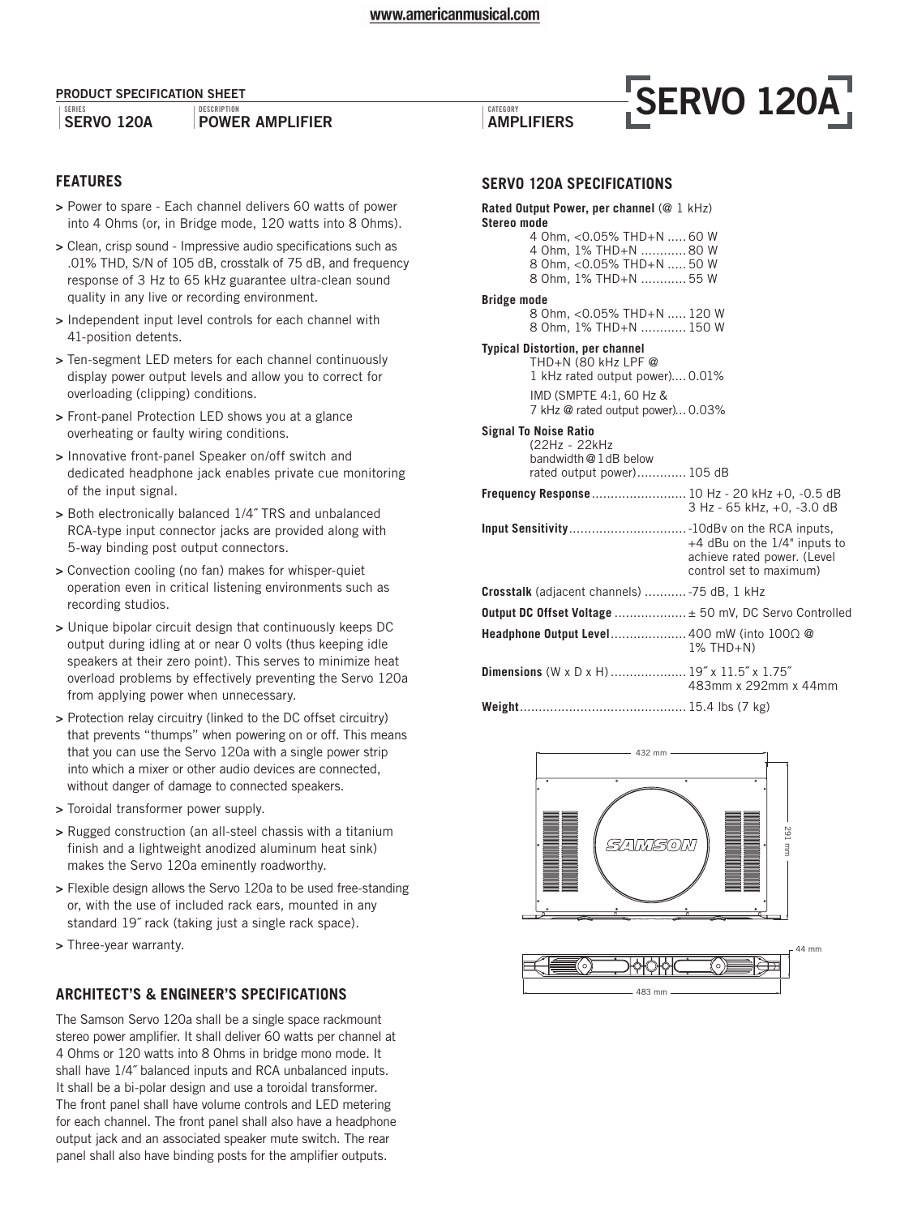PRODUCT SPECIFICATION SHEET

SERIES
**SERVO 120A**

DESCRIPTION
**POWER AMPLIFIER**

CATEGORY
**AMPLIFIERS**

# SERVO 120A

## FEATURES

> Power to spare - Each channel delivers 60 watts of power into 4 Ohms (or, in Bridge mode, 120 watts into 8 Ohms).

> Clean, crisp sound - Impressive audio specifications such as .01% THD, S/N of 105 dB, crosstalk of 75 dB, and frequency response of 3 Hz to 65 kHz guarantee ultra-clean sound quality in any live or recording environment.

> Independent input level controls for each channel with 41-position detents.

> Ten-segment LED meters for each channel continuously display power output levels and allow you to correct for overloading (clipping) conditions.

> Front-panel Protection LED shows you at a glance overheating or faulty wiring conditions.

> Innovative front-panel Speaker on/off switch and dedicated headphone jack enables private cue monitoring of the input signal.

> Both electronically balanced 1/4˝ TRS and unbalanced RCA-type input connector jacks are provided along with 5-way binding post output connectors.

> Convection cooling (no fan) makes for whisper-quiet operation even in critical listening environments such as recording studios.

> Unique bipolar circuit design that continuously keeps DC output during idling at or near 0 volts (thus keeping idle speakers at their zero point). This serves to minimize heat overload problems by effectively preventing the Servo 120a from applying power when unnecessary.

> Protection relay circuitry (linked to the DC offset circuitry) that prevents "thumps" when powering on or off. This means that you can use the Servo 120a with a single power strip into which a mixer or other audio devices are connected, without danger of damage to connected speakers.

> Toroidal transformer power supply.

> Rugged construction (an all-steel chassis with a titanium finish and a lightweight anodized aluminum heat sink) makes the Servo 120a eminently roadworthy.

> Flexible design allows the Servo 120a to be used free-standing or, with the use of included rack ears, mounted in any standard 19˝ rack (taking just a single rack space).

> Three-year warranty.

## ARCHITECT'S & ENGINEER'S SPECIFICATIONS

The Samson Servo 120a shall be a single space rackmount stereo power amplifier. It shall deliver 60 watts per channel at 4 Ohms or 120 watts into 8 Ohms in bridge mono mode. It shall have 1/4˝ balanced inputs and RCA unbalanced inputs. It shall be a bi-polar design and use a toroidal transformer. The front panel shall have volume controls and LED metering for each channel. The front panel shall also have a headphone output jack and an associated speaker mute switch. The rear panel shall also have binding posts for the amplifier outputs.

## SERVO 120A SPECIFICATIONS

**Rated Output Power, per channel** (@ 1 kHz)

**Stereo mode**
4 Ohm, <0.05% THD+N ..... 60 W
4 Ohm, 1% THD+N ............ 80 W
8 Ohm, <0.05% THD+N ..... 50 W
8 Ohm, 1% THD+N ............ 55 W

**Bridge mode**
8 Ohm, <0.05% THD+N ..... 120 W
8 Ohm, 1% THD+N ............ 150 W

**Typical Distortion, per channel**
THD+N (80 kHz LPF @ 1 kHz rated output power).... 0.01%
IMD (SMPTE 4:1, 60 Hz & 7 kHz @ rated output power)... 0.03%

**Signal To Noise Ratio**
(22Hz - 22kHz bandwidth@1dB below rated output power)............. 105 dB

**Frequency Response**......................... 10 Hz - 20 kHz +0, -0.5 dB
3 Hz - 65 kHz, +0, -3.0 dB

**Input Sensitivity**............................... -10dBv on the RCA inputs, +4 dBu on the 1/4" inputs to achieve rated power. (Level control set to maximum)

**Crosstalk** (adjacent channels) ........... -75 dB, 1 kHz

**Output DC Offset Voltage** ................... ± 50 mV, DC Servo Controlled

**Headphone Output Level**.................... 400 mW (into 100Ω @ 1% THD+N)

**Dimensions** (W x D x H) .................... 19˝ x 11.5˝ x 1.75˝
483mm x 292mm x 44mm

**Weight**............................................ 15.4 lbs (7 kg)

432 mm
291 mm
SAMSON
44 mm
483 mm